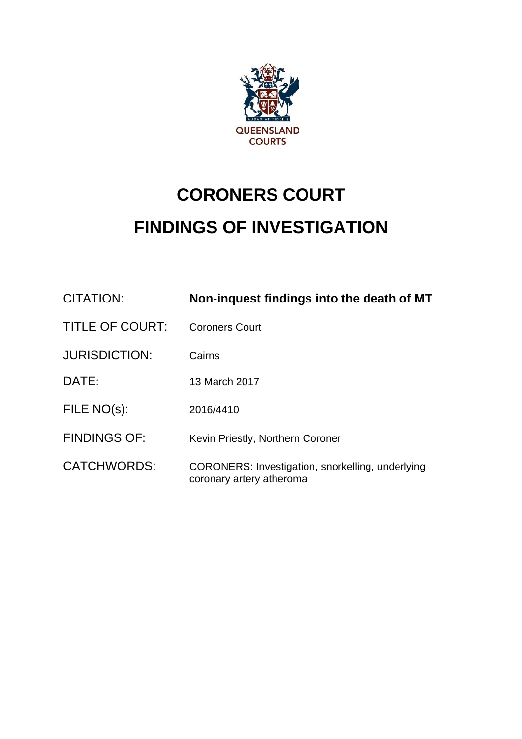QUEENSLAND COURTS

# CORONERS COURT

# FINDINGS OF INVESTIGATION

| | |
|---|---|
| CITATION: | **Non-inquest findings into the death of MT** |
| TITLE OF COURT: | Coroners Court |
| JURISDICTION: | Cairns |
| DATE: | 13 March 2017 |
| FILE NO(s): | 2016/4410 |
| FINDINGS OF: | Kevin Priestly, Northern Coroner |
| CATCHWORDS: | CORONERS: Investigation, snorkelling, underlying coronary artery atheroma |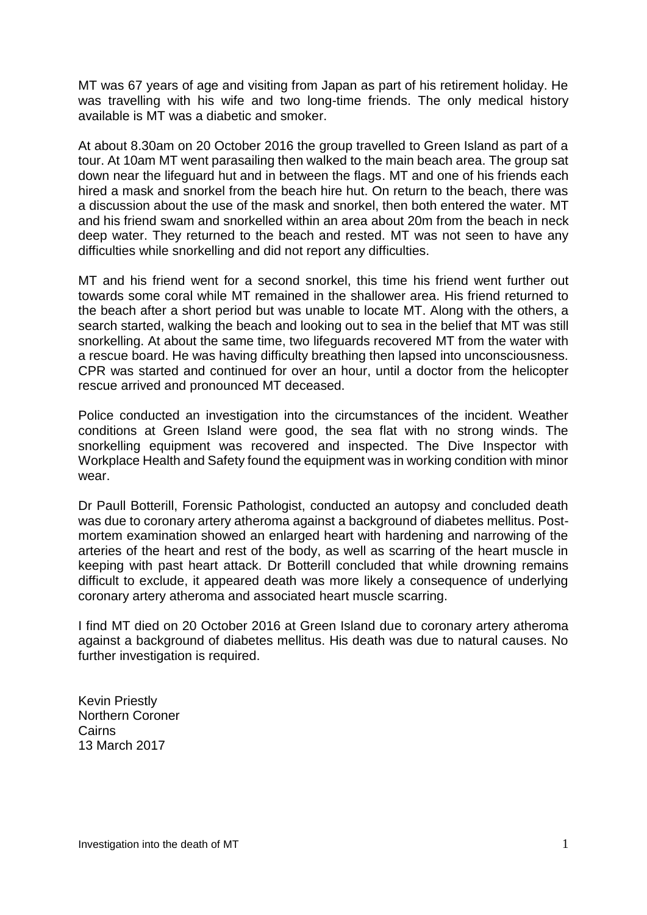MT was 67 years of age and visiting from Japan as part of his retirement holiday. He was travelling with his wife and two long-time friends. The only medical history available is MT was a diabetic and smoker.

At about 8.30am on 20 October 2016 the group travelled to Green Island as part of a tour. At 10am MT went parasailing then walked to the main beach area. The group sat down near the lifeguard hut and in between the flags. MT and one of his friends each hired a mask and snorkel from the beach hire hut. On return to the beach, there was a discussion about the use of the mask and snorkel, then both entered the water. MT and his friend swam and snorkelled within an area about 20m from the beach in neck deep water. They returned to the beach and rested. MT was not seen to have any difficulties while snorkelling and did not report any difficulties.

MT and his friend went for a second snorkel, this time his friend went further out towards some coral while MT remained in the shallower area. His friend returned to the beach after a short period but was unable to locate MT. Along with the others, a search started, walking the beach and looking out to sea in the belief that MT was still snorkelling. At about the same time, two lifeguards recovered MT from the water with a rescue board. He was having difficulty breathing then lapsed into unconsciousness. CPR was started and continued for over an hour, until a doctor from the helicopter rescue arrived and pronounced MT deceased.

Police conducted an investigation into the circumstances of the incident. Weather conditions at Green Island were good, the sea flat with no strong winds. The snorkelling equipment was recovered and inspected. The Dive Inspector with Workplace Health and Safety found the equipment was in working condition with minor wear.

Dr Paull Botterill, Forensic Pathologist, conducted an autopsy and concluded death was due to coronary artery atheroma against a background of diabetes mellitus. Post-mortem examination showed an enlarged heart with hardening and narrowing of the arteries of the heart and rest of the body, as well as scarring of the heart muscle in keeping with past heart attack. Dr Botterill concluded that while drowning remains difficult to exclude, it appeared death was more likely a consequence of underlying coronary artery atheroma and associated heart muscle scarring.

I find MT died on 20 October 2016 at Green Island due to coronary artery atheroma against a background of diabetes mellitus. His death was due to natural causes. No further investigation is required.

Kevin Priestly
Northern Coroner
Cairns
13 March 2017